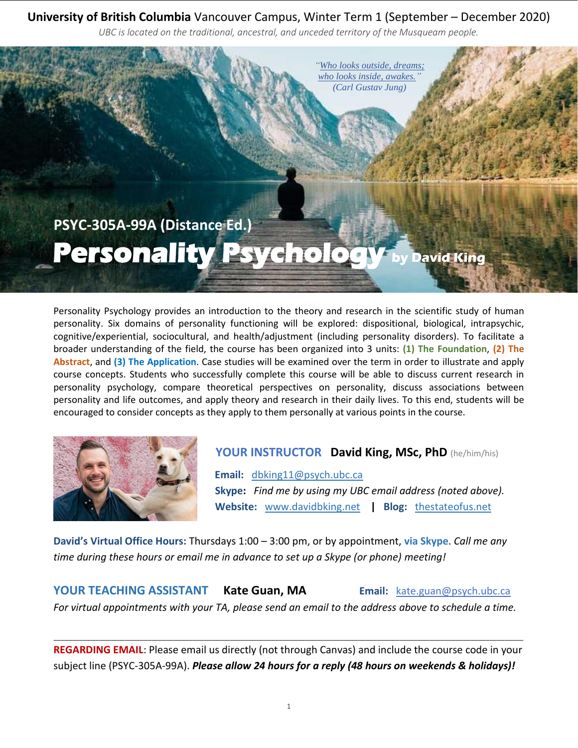**University of British Columbia** Vancouver Campus, Winter Term 1 (September – December 2020)

*UBC is located on the traditional, ancestral, and unceded territory of the Musqueam people.*

*"Who looks outside, dreams; who looks inside, awakes."* *(Carl Gustav Jung)*

## PSYC-305A-99A (Distance Ed.)

# Personality Psychology by David King

Personality Psychology provides an introduction to the theory and research in the scientific study of human personality. Six domains of personality functioning will be explored: dispositional, biological, intrapsychic, cognitive/experiential, sociocultural, and health/adjustment (including personality disorders). To facilitate a broader understanding of the field, the course has been organized into 3 units: **(1) The Foundation**, **(2) The Abstract**, and **(3) The Application**. Case studies will be examined over the term in order to illustrate and apply course concepts. Students who successfully complete this course will be able to discuss current research in personality psychology, compare theoretical perspectives on personality, discuss associations between personality and life outcomes, and apply theory and research in their daily lives. To this end, students will be encouraged to consider concepts as they apply to them personally at various points in the course.

**YOUR INSTRUCTOR** **David King, MSc, PhD** (he/him/his)

**Email:** dbking11@psych.ubc.ca
**Skype:** *Find me by using my UBC email address (noted above).*
**Website:** www.davidbking.net | **Blog:** thestateofus.net

**David's Virtual Office Hours:** Thursdays 1:00 – 3:00 pm, or by appointment, **via Skype**. *Call me any time during these hours or email me in advance to set up a Skype (or phone) meeting!*

**YOUR TEACHING ASSISTANT** **Kate Guan, MA** **Email:** kate.guan@psych.ubc.ca
*For virtual appointments with your TA, please send an email to the address above to schedule a time.*

---

**REGARDING EMAIL**: Please email us directly (not through Canvas) and include the course code in your subject line (PSYC-305A-99A). ***Please allow 24 hours for a reply (48 hours on weekends & holidays)!***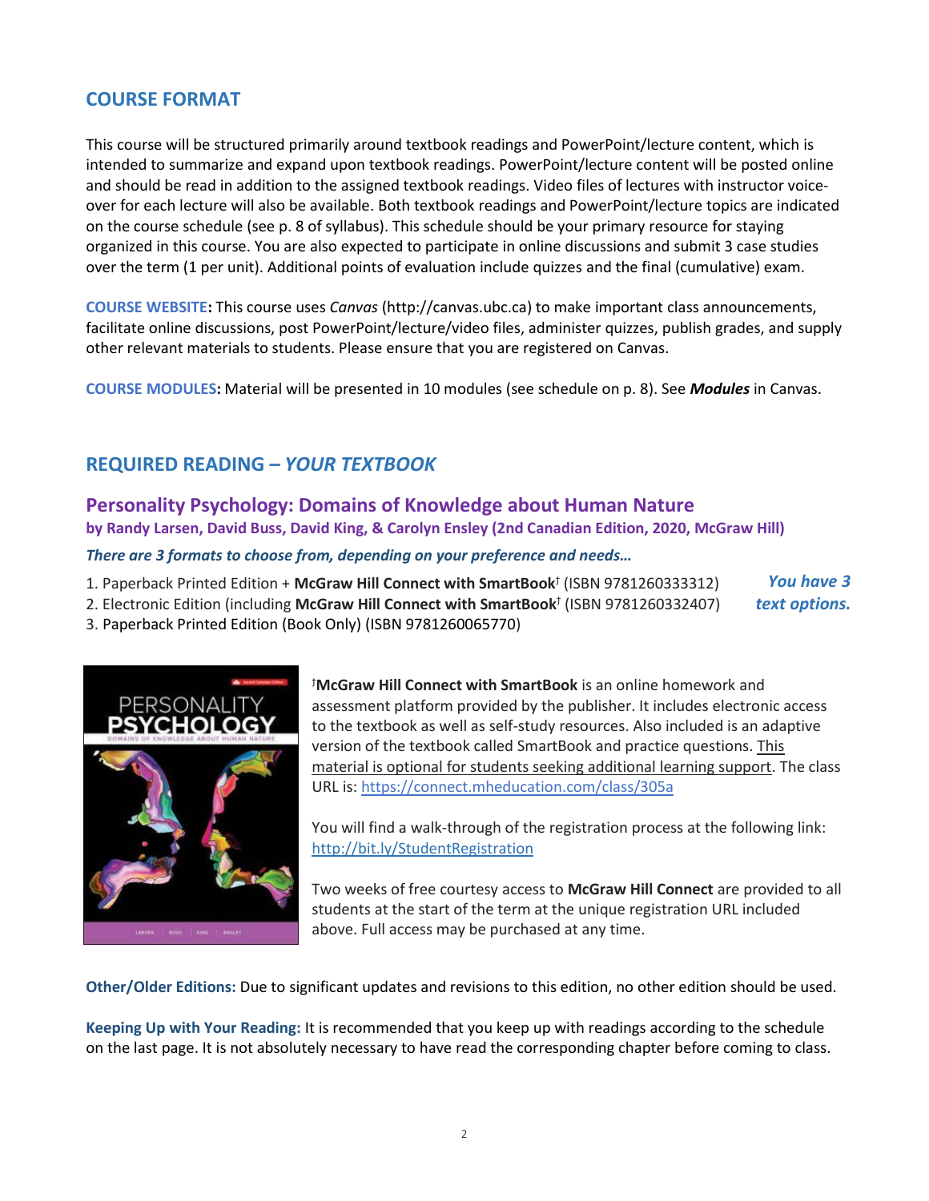## COURSE FORMAT

This course will be structured primarily around textbook readings and PowerPoint/lecture content, which is intended to summarize and expand upon textbook readings. PowerPoint/lecture content will be posted online and should be read in addition to the assigned textbook readings. Video files of lectures with instructor voice-over for each lecture will also be available. Both textbook readings and PowerPoint/lecture topics are indicated on the course schedule (see p. 8 of syllabus). This schedule should be your primary resource for staying organized in this course. You are also expected to participate in online discussions and submit 3 case studies over the term (1 per unit). Additional points of evaluation include quizzes and the final (cumulative) exam.

**COURSE WEBSITE:** This course uses *Canvas* (http://canvas.ubc.ca) to make important class announcements, facilitate online discussions, post PowerPoint/lecture/video files, administer quizzes, publish grades, and supply other relevant materials to students. Please ensure that you are registered on Canvas.

**COURSE MODULES:** Material will be presented in 10 modules (see schedule on p. 8). See ***Modules*** in Canvas.

## REQUIRED READING – *YOUR TEXTBOOK*

### Personality Psychology: Domains of Knowledge about Human Nature

**by Randy Larsen, David Buss, David King, & Carolyn Ensley (2nd Canadian Edition, 2020, McGraw Hill)**

***There are 3 formats to choose from, depending on your preference and needs…***

***You have 3 text options.***

1. Paperback Printed Edition + **McGraw Hill Connect with SmartBook**† (ISBN 9781260333312)
2. Electronic Edition (including **McGraw Hill Connect with SmartBook**† (ISBN 9781260332407)
3. Paperback Printed Edition (Book Only) (ISBN 9781260065770)

†**McGraw Hill Connect with SmartBook** is an online homework and assessment platform provided by the publisher. It includes electronic access to the textbook as well as self-study resources. Also included is an adaptive version of the textbook called SmartBook and practice questions. <u>This material is optional for students seeking additional learning support</u>. The class URL is: https://connect.mheducation.com/class/305a

You will find a walk-through of the registration process at the following link: http://bit.ly/StudentRegistration

Two weeks of free courtesy access to **McGraw Hill Connect** are provided to all students at the start of the term at the unique registration URL included above. Full access may be purchased at any time.

**Other/Older Editions:** Due to significant updates and revisions to this edition, no other edition should be used.

**Keeping Up with Your Reading:** It is recommended that you keep up with readings according to the schedule on the last page. It is not absolutely necessary to have read the corresponding chapter before coming to class.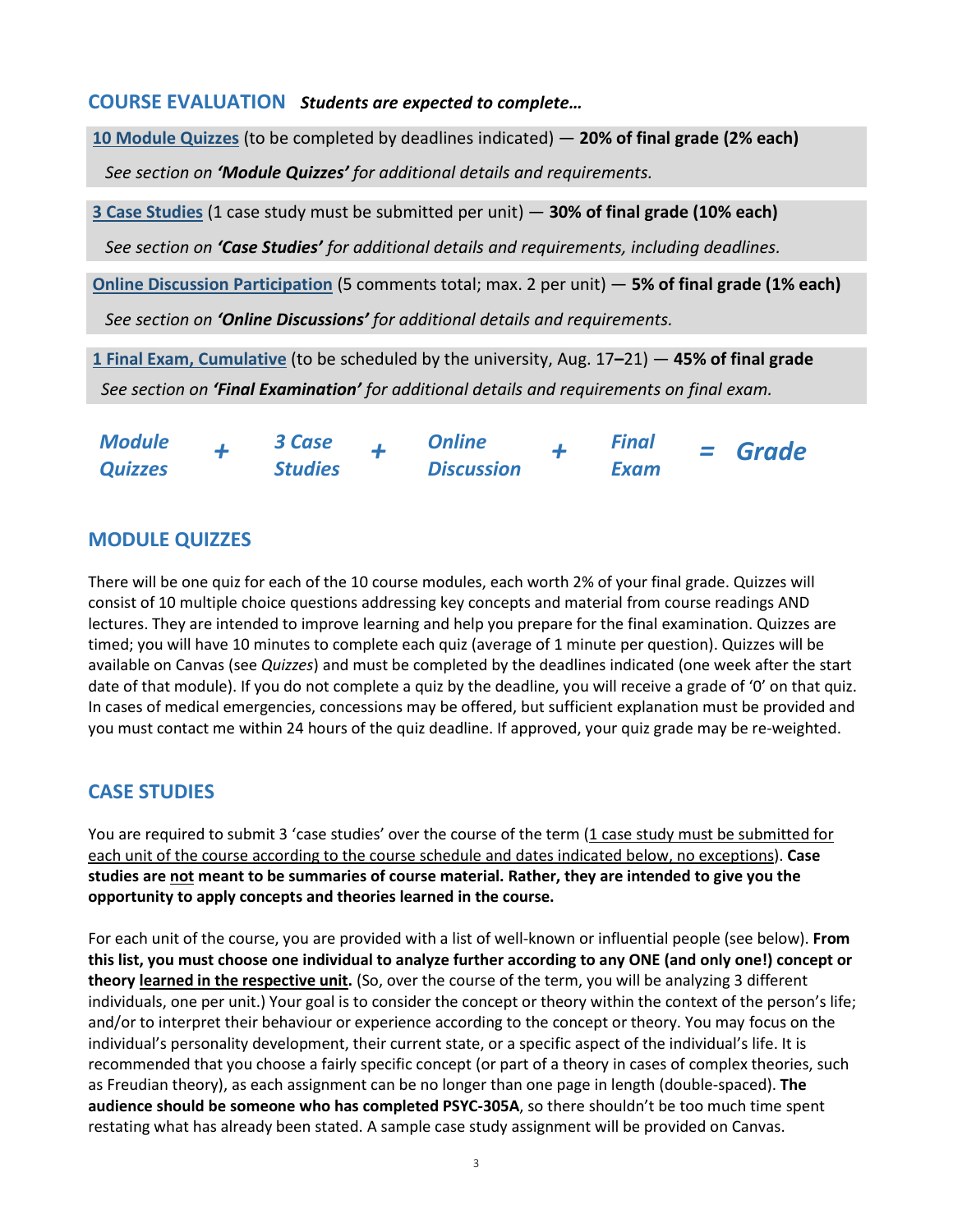## COURSE EVALUATION ***Students are expected to complete…***

**10 Module Quizzes** (to be completed by deadlines indicated) — **20% of final grade (2% each)**

*See section on **'Module Quizzes'** for additional details and requirements.*

**3 Case Studies** (1 case study must be submitted per unit) — **30% of final grade (10% each)**

*See section on **'Case Studies'** for additional details and requirements, including deadlines.*

**Online Discussion Participation** (5 comments total; max. 2 per unit) — **5% of final grade (1% each)**

*See section on **'Online Discussions'** for additional details and requirements.*

**1 Final Exam, Cumulative** (to be scheduled by the university, Aug. 17–21) — **45% of final grade**

*See section on **'Final Examination'** for additional details and requirements on final exam.*

***Module Quizzes + 3 Case Studies + Online Discussion + Final Exam = Grade***

## MODULE QUIZZES

There will be one quiz for each of the 10 course modules, each worth 2% of your final grade. Quizzes will consist of 10 multiple choice questions addressing key concepts and material from course readings AND lectures. They are intended to improve learning and help you prepare for the final examination. Quizzes are timed; you will have 10 minutes to complete each quiz (average of 1 minute per question). Quizzes will be available on Canvas (see *Quizzes*) and must be completed by the deadlines indicated (one week after the start date of that module). If you do not complete a quiz by the deadline, you will receive a grade of '0' on that quiz. In cases of medical emergencies, concessions may be offered, but sufficient explanation must be provided and you must contact me within 24 hours of the quiz deadline. If approved, your quiz grade may be re-weighted.

## CASE STUDIES

You are required to submit 3 'case studies' over the course of the term (1 case study must be submitted for each unit of the course according to the course schedule and dates indicated below, no exceptions). **Case studies are not meant to be summaries of course material. Rather, they are intended to give you the opportunity to apply concepts and theories learned in the course.**

For each unit of the course, you are provided with a list of well-known or influential people (see below). **From this list, you must choose one individual to analyze further according to any ONE (and only one!) concept or theory learned in the respective unit.** (So, over the course of the term, you will be analyzing 3 different individuals, one per unit.) Your goal is to consider the concept or theory within the context of the person's life; and/or to interpret their behaviour or experience according to the concept or theory. You may focus on the individual's personality development, their current state, or a specific aspect of the individual's life. It is recommended that you choose a fairly specific concept (or part of a theory in cases of complex theories, such as Freudian theory), as each assignment can be no longer than one page in length (double-spaced). **The audience should be someone who has completed PSYC-305A**, so there shouldn't be too much time spent restating what has already been stated. A sample case study assignment will be provided on Canvas.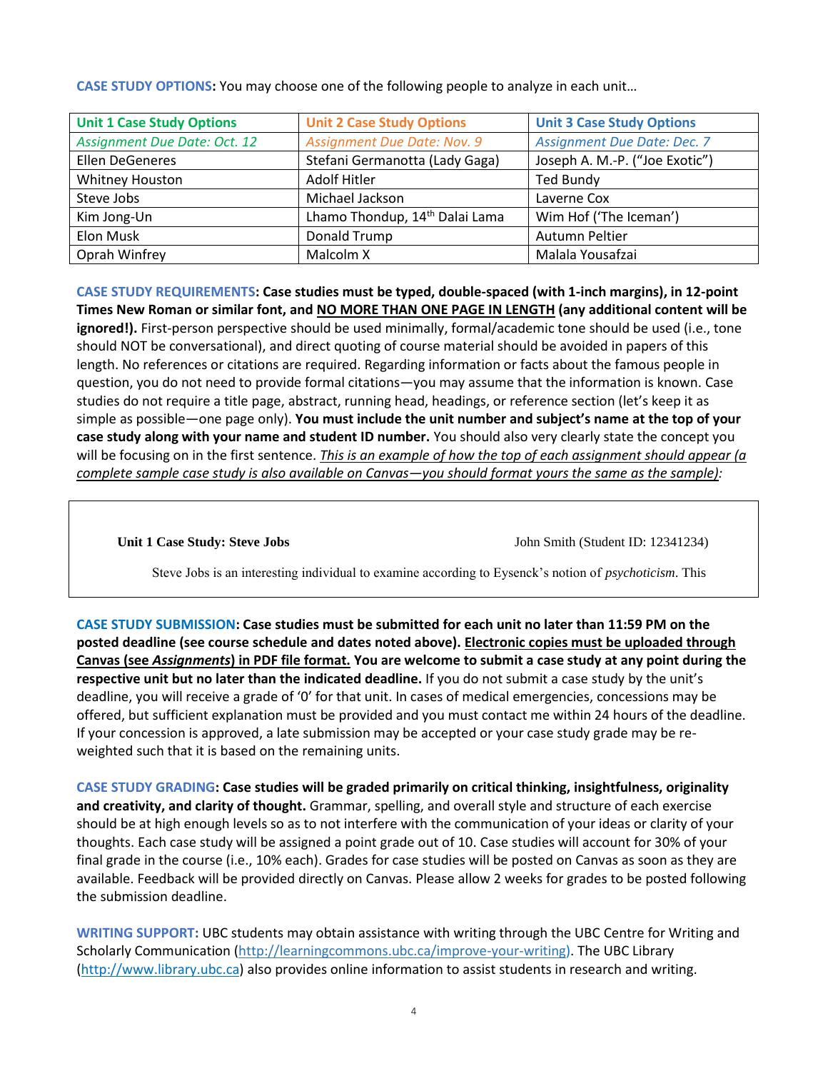**CASE STUDY OPTIONS:** You may choose one of the following people to analyze in each unit…

| Unit 1 Case Study Options | Unit 2 Case Study Options | Unit 3 Case Study Options |
|---|---|---|
| *Assignment Due Date: Oct. 12* | *Assignment Due Date: Nov. 9* | *Assignment Due Date: Dec. 7* |
| Ellen DeGeneres | Stefani Germanotta (Lady Gaga) | Joseph A. M.-P. ("Joe Exotic") |
| Whitney Houston | Adolf Hitler | Ted Bundy |
| Steve Jobs | Michael Jackson | Laverne Cox |
| Kim Jong-Un | Lhamo Thondup, 14th Dalai Lama | Wim Hof ('The Iceman') |
| Elon Musk | Donald Trump | Autumn Peltier |
| Oprah Winfrey | Malcolm X | Malala Yousafzai |

**CASE STUDY REQUIREMENTS: Case studies must be typed, double-spaced (with 1-inch margins), in 12-point Times New Roman or similar font, and NO MORE THAN ONE PAGE IN LENGTH (any additional content will be ignored!).** First-person perspective should be used minimally, formal/academic tone should be used (i.e., tone should NOT be conversational), and direct quoting of course material should be avoided in papers of this length. No references or citations are required. Regarding information or facts about the famous people in question, you do not need to provide formal citations—you may assume that the information is known. Case studies do not require a title page, abstract, running head, headings, or reference section (let's keep it as simple as possible—one page only). **You must include the unit number and subject's name at the top of your case study along with your name and student ID number.** You should also very clearly state the concept you will be focusing on in the first sentence. *This is an example of how the top of each assignment should appear (a complete sample case study is also available on Canvas—you should format yours the same as the sample):*

> **Unit 1 Case Study: Steve Jobs** John Smith (Student ID: 12341234)
>
> Steve Jobs is an interesting individual to examine according to Eysenck's notion of *psychoticism*. This

**CASE STUDY SUBMISSION: Case studies must be submitted for each unit no later than 11:59 PM on the posted deadline (see course schedule and dates noted above). Electronic copies must be uploaded through Canvas (see *Assignments*) in PDF file format. You are welcome to submit a case study at any point during the respective unit but no later than the indicated deadline.** If you do not submit a case study by the unit's deadline, you will receive a grade of '0' for that unit. In cases of medical emergencies, concessions may be offered, but sufficient explanation must be provided and you must contact me within 24 hours of the deadline. If your concession is approved, a late submission may be accepted or your case study grade may be re-weighted such that it is based on the remaining units.

**CASE STUDY GRADING: Case studies will be graded primarily on critical thinking, insightfulness, originality and creativity, and clarity of thought.** Grammar, spelling, and overall style and structure of each exercise should be at high enough levels so as to not interfere with the communication of your ideas or clarity of your thoughts. Each case study will be assigned a point grade out of 10. Case studies will account for 30% of your final grade in the course (i.e., 10% each). Grades for case studies will be posted on Canvas as soon as they are available. Feedback will be provided directly on Canvas. Please allow 2 weeks for grades to be posted following the submission deadline.

**WRITING SUPPORT:** UBC students may obtain assistance with writing through the UBC Centre for Writing and Scholarly Communication (http://learningcommons.ubc.ca/improve-your-writing). The UBC Library (http://www.library.ubc.ca) also provides online information to assist students in research and writing.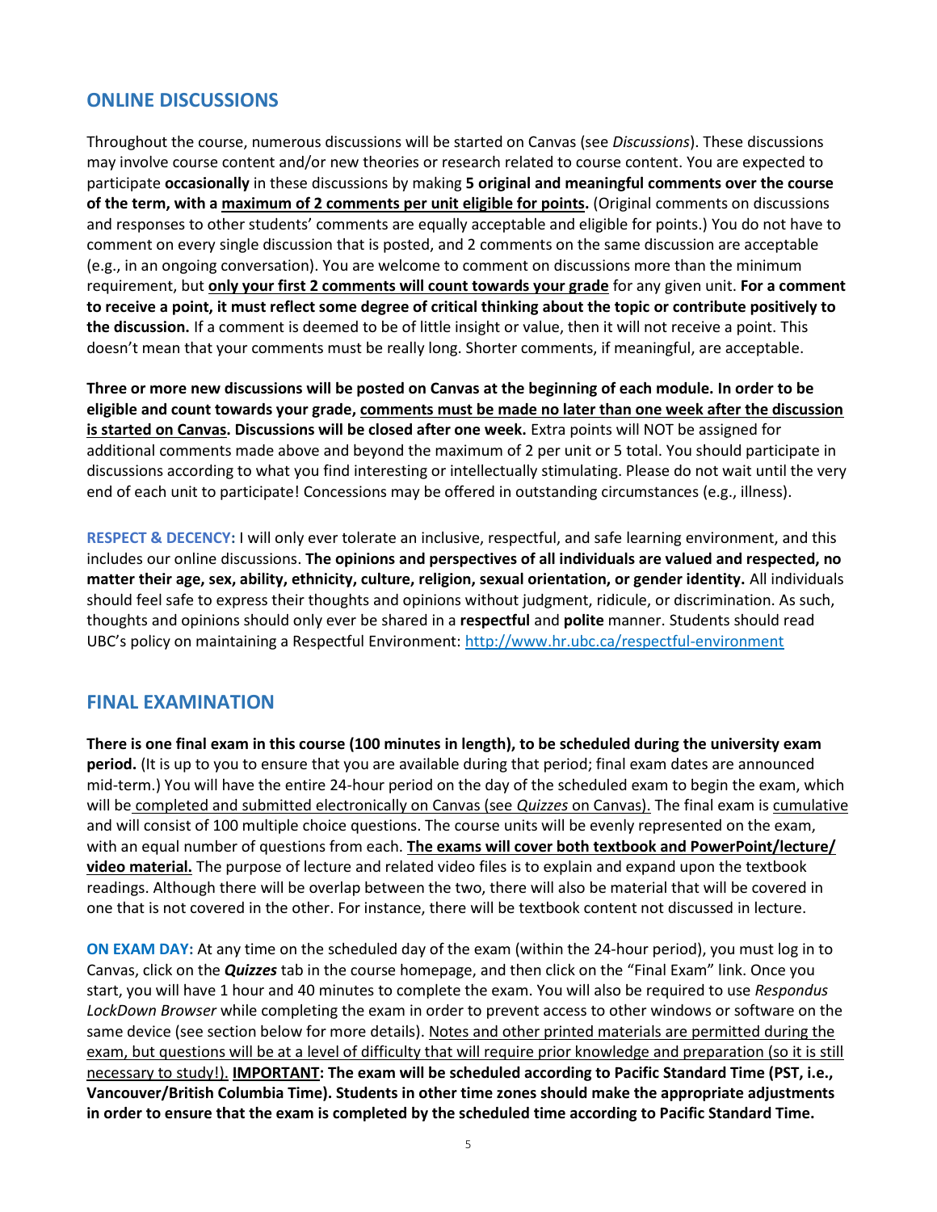## ONLINE DISCUSSIONS

Throughout the course, numerous discussions will be started on Canvas (see *Discussions*). These discussions may involve course content and/or new theories or research related to course content. You are expected to participate **occasionally** in these discussions by making **5 original and meaningful comments over the course of the term, with a <u>maximum of 2 comments per unit eligible for points</u>.** (Original comments on discussions and responses to other students' comments are equally acceptable and eligible for points.) You do not have to comment on every single discussion that is posted, and 2 comments on the same discussion are acceptable (e.g., in an ongoing conversation). You are welcome to comment on discussions more than the minimum requirement, but **<u>only your first 2 comments will count towards your grade</u>** for any given unit. **For a comment to receive a point, it must reflect some degree of critical thinking about the topic or contribute positively to the discussion.** If a comment is deemed to be of little insight or value, then it will not receive a point. This doesn't mean that your comments must be really long. Shorter comments, if meaningful, are acceptable.

**Three or more new discussions will be posted on Canvas at the beginning of each module. In order to be eligible and count towards your grade, <u>comments must be made no later than one week after the discussion is started on Canvas</u>. Discussions will be closed after one week.** Extra points will NOT be assigned for additional comments made above and beyond the maximum of 2 per unit or 5 total. You should participate in discussions according to what you find interesting or intellectually stimulating. Please do not wait until the very end of each unit to participate! Concessions may be offered in outstanding circumstances (e.g., illness).

**RESPECT & DECENCY:** I will only ever tolerate an inclusive, respectful, and safe learning environment, and this includes our online discussions. **The opinions and perspectives of all individuals are valued and respected, no matter their age, sex, ability, ethnicity, culture, religion, sexual orientation, or gender identity.** All individuals should feel safe to express their thoughts and opinions without judgment, ridicule, or discrimination. As such, thoughts and opinions should only ever be shared in a **respectful** and **polite** manner. Students should read UBC's policy on maintaining a Respectful Environment: [http://www.hr.ubc.ca/respectful-environment](http://www.hr.ubc.ca/respectful-environment)

## FINAL EXAMINATION

**There is one final exam in this course (100 minutes in length), to be scheduled during the university exam period.** (It is up to you to ensure that you are available during that period; final exam dates are announced mid-term.) You will have the entire 24-hour period on the day of the scheduled exam to begin the exam, which will be <u>completed and submitted electronically on Canvas (see *Quizzes* on Canvas).</u> The final exam is <u>cumulative</u> and will consist of 100 multiple choice questions. The course units will be evenly represented on the exam, with an equal number of questions from each. **<u>The exams will cover both textbook and PowerPoint/lecture/video material.</u>** The purpose of lecture and related video files is to explain and expand upon the textbook readings. Although there will be overlap between the two, there will also be material that will be covered in one that is not covered in the other. For instance, there will be textbook content not discussed in lecture.

**ON EXAM DAY:** At any time on the scheduled day of the exam (within the 24-hour period), you must log in to Canvas, click on the ***Quizzes*** tab in the course homepage, and then click on the "Final Exam" link. Once you start, you will have 1 hour and 40 minutes to complete the exam. You will also be required to use *Respondus LockDown Browser* while completing the exam in order to prevent access to other windows or software on the same device (see section below for more details). <u>Notes and other printed materials are permitted during the exam, but questions will be at a level of difficulty that will require prior knowledge and preparation (so it is still necessary to study!).</u> **<u>IMPORTANT</u>: The exam will be scheduled according to Pacific Standard Time (PST, i.e., Vancouver/British Columbia Time). Students in other time zones should make the appropriate adjustments in order to ensure that the exam is completed by the scheduled time according to Pacific Standard Time.**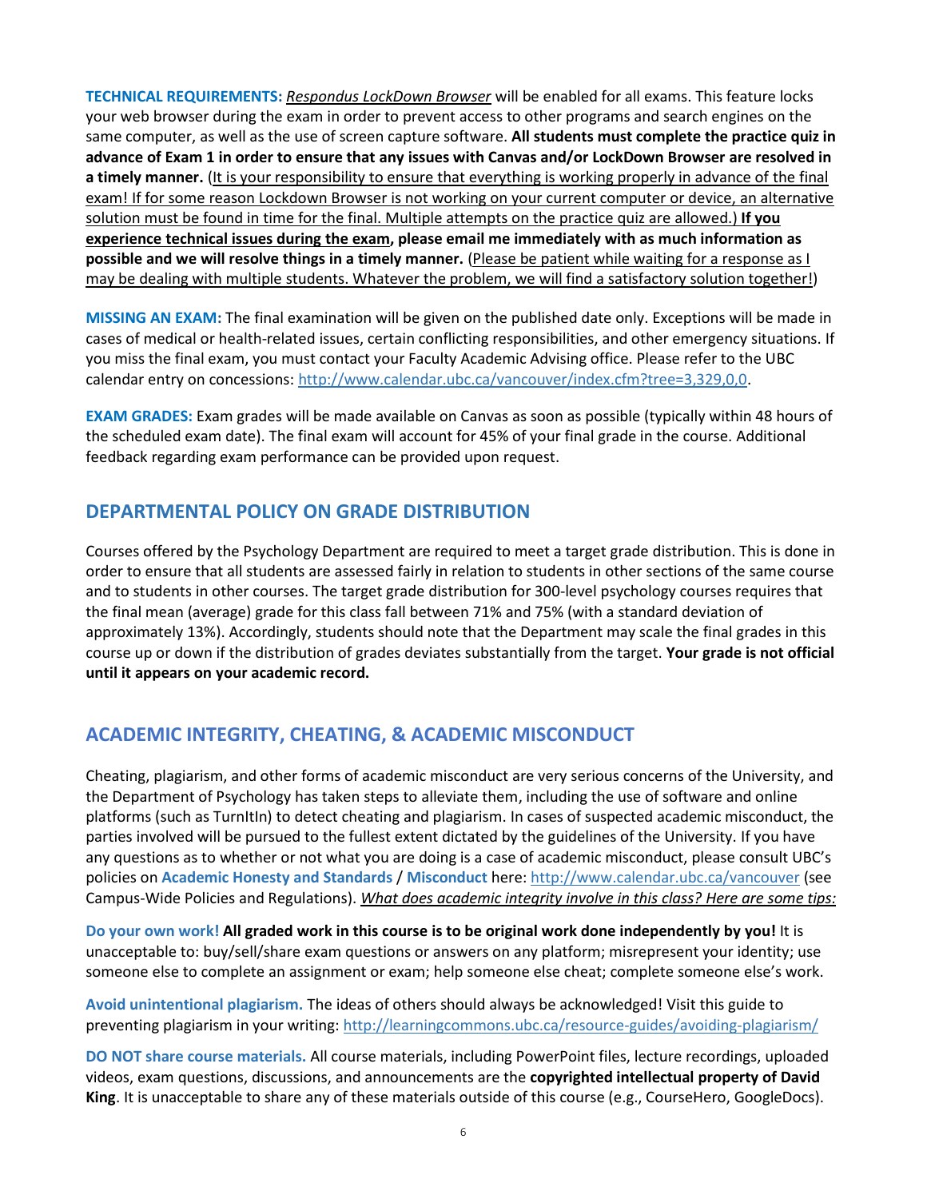**TECHNICAL REQUIREMENTS:** *Respondus LockDown Browser* will be enabled for all exams. This feature locks your web browser during the exam in order to prevent access to other programs and search engines on the same computer, as well as the use of screen capture software. **All students must complete the practice quiz in advance of Exam 1 in order to ensure that any issues with Canvas and/or LockDown Browser are resolved in a timely manner.** (It is your responsibility to ensure that everything is working properly in advance of the final exam! If for some reason Lockdown Browser is not working on your current computer or device, an alternative solution must be found in time for the final. Multiple attempts on the practice quiz are allowed.) **If you experience technical issues during the exam, please email me immediately with as much information as possible and we will resolve things in a timely manner.** (Please be patient while waiting for a response as I may be dealing with multiple students. Whatever the problem, we will find a satisfactory solution together!)

**MISSING AN EXAM:** The final examination will be given on the published date only. Exceptions will be made in cases of medical or health-related issues, certain conflicting responsibilities, and other emergency situations. If you miss the final exam, you must contact your Faculty Academic Advising office. Please refer to the UBC calendar entry on concessions: http://www.calendar.ubc.ca/vancouver/index.cfm?tree=3,329,0,0.

**EXAM GRADES:** Exam grades will be made available on Canvas as soon as possible (typically within 48 hours of the scheduled exam date). The final exam will account for 45% of your final grade in the course. Additional feedback regarding exam performance can be provided upon request.

## DEPARTMENTAL POLICY ON GRADE DISTRIBUTION

Courses offered by the Psychology Department are required to meet a target grade distribution. This is done in order to ensure that all students are assessed fairly in relation to students in other sections of the same course and to students in other courses. The target grade distribution for 300-level psychology courses requires that the final mean (average) grade for this class fall between 71% and 75% (with a standard deviation of approximately 13%). Accordingly, students should note that the Department may scale the final grades in this course up or down if the distribution of grades deviates substantially from the target. **Your grade is not official until it appears on your academic record.**

## ACADEMIC INTEGRITY, CHEATING, & ACADEMIC MISCONDUCT

Cheating, plagiarism, and other forms of academic misconduct are very serious concerns of the University, and the Department of Psychology has taken steps to alleviate them, including the use of software and online platforms (such as TurnItIn) to detect cheating and plagiarism. In cases of suspected academic misconduct, the parties involved will be pursued to the fullest extent dictated by the guidelines of the University. If you have any questions as to whether or not what you are doing is a case of academic misconduct, please consult UBC's policies on **Academic Honesty and Standards** / **Misconduct** here: http://www.calendar.ubc.ca/vancouver (see Campus-Wide Policies and Regulations). *What does academic integrity involve in this class? Here are some tips:*

**Do your own work! All graded work in this course is to be original work done independently by you!** It is unacceptable to: buy/sell/share exam questions or answers on any platform; misrepresent your identity; use someone else to complete an assignment or exam; help someone else cheat; complete someone else's work.

**Avoid unintentional plagiarism.** The ideas of others should always be acknowledged! Visit this guide to preventing plagiarism in your writing: http://learningcommons.ubc.ca/resource-guides/avoiding-plagiarism/

**DO NOT share course materials.** All course materials, including PowerPoint files, lecture recordings, uploaded videos, exam questions, discussions, and announcements are the **copyrighted intellectual property of David King**. It is unacceptable to share any of these materials outside of this course (e.g., CourseHero, GoogleDocs).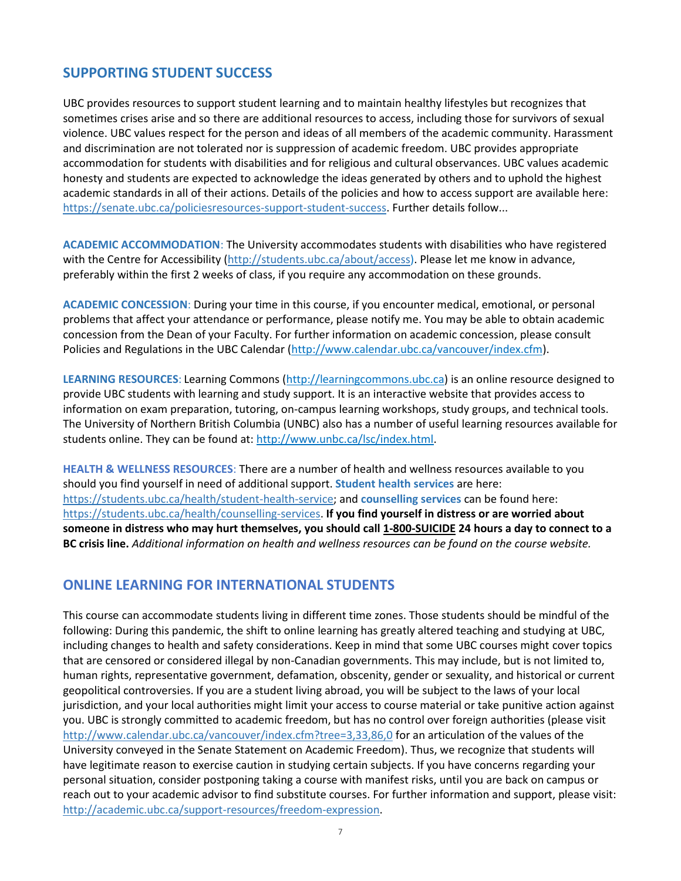## SUPPORTING STUDENT SUCCESS

UBC provides resources to support student learning and to maintain healthy lifestyles but recognizes that sometimes crises arise and so there are additional resources to access, including those for survivors of sexual violence. UBC values respect for the person and ideas of all members of the academic community. Harassment and discrimination are not tolerated nor is suppression of academic freedom. UBC provides appropriate accommodation for students with disabilities and for religious and cultural observances. UBC values academic honesty and students are expected to acknowledge the ideas generated by others and to uphold the highest academic standards in all of their actions. Details of the policies and how to access support are available here: https://senate.ubc.ca/policiesresources-support-student-success. Further details follow...

**ACADEMIC ACCOMMODATION**: The University accommodates students with disabilities who have registered with the Centre for Accessibility (http://students.ubc.ca/about/access). Please let me know in advance, preferably within the first 2 weeks of class, if you require any accommodation on these grounds.

**ACADEMIC CONCESSION**: During your time in this course, if you encounter medical, emotional, or personal problems that affect your attendance or performance, please notify me. You may be able to obtain academic concession from the Dean of your Faculty. For further information on academic concession, please consult Policies and Regulations in the UBC Calendar (http://www.calendar.ubc.ca/vancouver/index.cfm).

**LEARNING RESOURCES**: Learning Commons (http://learningcommons.ubc.ca) is an online resource designed to provide UBC students with learning and study support. It is an interactive website that provides access to information on exam preparation, tutoring, on-campus learning workshops, study groups, and technical tools. The University of Northern British Columbia (UNBC) also has a number of useful learning resources available for students online. They can be found at: http://www.unbc.ca/lsc/index.html.

**HEALTH & WELLNESS RESOURCES**: There are a number of health and wellness resources available to you should you find yourself in need of additional support. **Student health services** are here: https://students.ubc.ca/health/student-health-service; and **counselling services** can be found here: https://students.ubc.ca/health/counselling-services. **If you find yourself in distress or are worried about someone in distress who may hurt themselves, you should call 1-800-SUICIDE 24 hours a day to connect to a BC crisis line.** *Additional information on health and wellness resources can be found on the course website.*

## ONLINE LEARNING FOR INTERNATIONAL STUDENTS

This course can accommodate students living in different time zones. Those students should be mindful of the following: During this pandemic, the shift to online learning has greatly altered teaching and studying at UBC, including changes to health and safety considerations. Keep in mind that some UBC courses might cover topics that are censored or considered illegal by non-Canadian governments. This may include, but is not limited to, human rights, representative government, defamation, obscenity, gender or sexuality, and historical or current geopolitical controversies. If you are a student living abroad, you will be subject to the laws of your local jurisdiction, and your local authorities might limit your access to course material or take punitive action against you. UBC is strongly committed to academic freedom, but has no control over foreign authorities (please visit http://www.calendar.ubc.ca/vancouver/index.cfm?tree=3,33,86,0 for an articulation of the values of the University conveyed in the Senate Statement on Academic Freedom). Thus, we recognize that students will have legitimate reason to exercise caution in studying certain subjects. If you have concerns regarding your personal situation, consider postponing taking a course with manifest risks, until you are back on campus or reach out to your academic advisor to find substitute courses. For further information and support, please visit: http://academic.ubc.ca/support-resources/freedom-expression.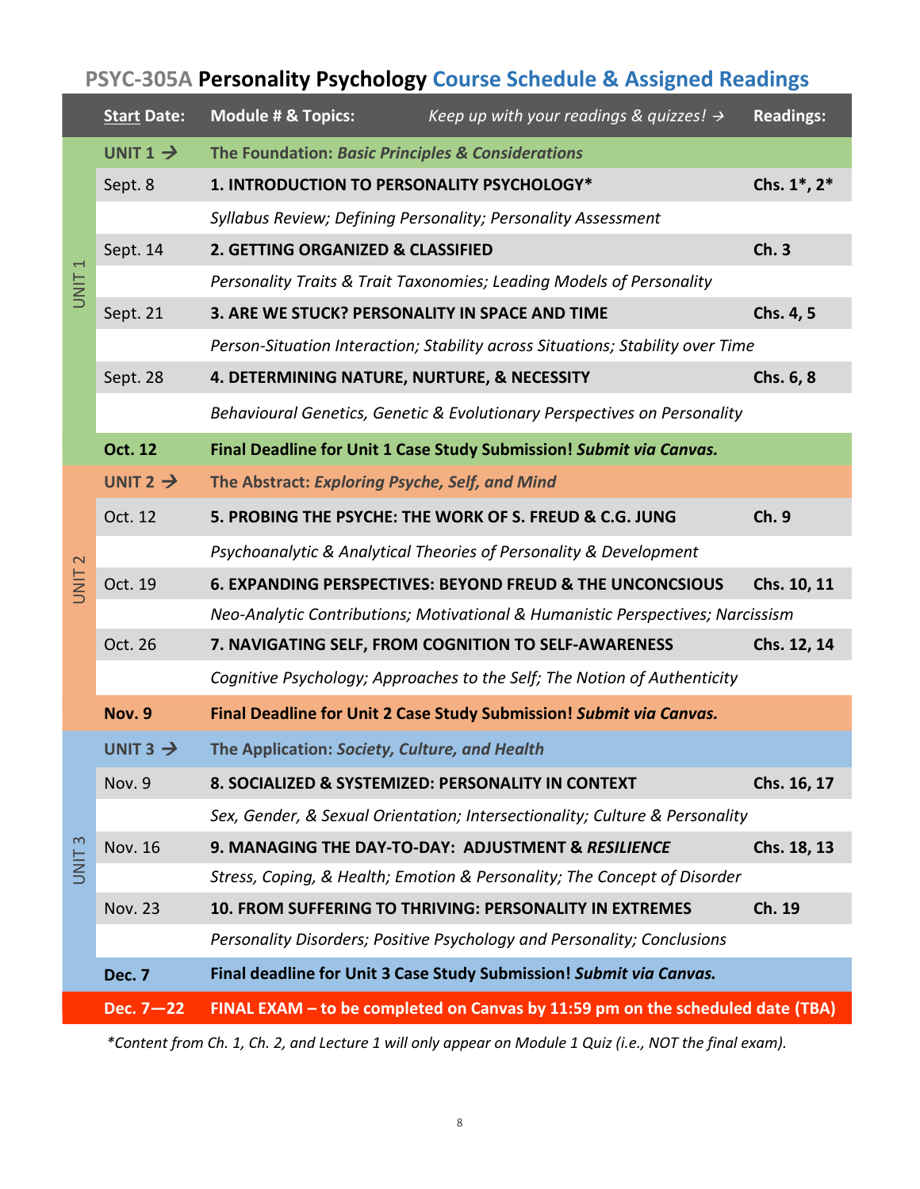## PSYC-305A **Personality Psychology** Course Schedule & Assigned Readings

| | Start Date: | Module # & Topics: *Keep up with your readings & quizzes! →* | Readings: |
|---|---|---|---|
| UNIT 1 | **UNIT 1 →** | **The Foundation: *Basic Principles & Considerations*** | |
| | Sept. 8 | **1. INTRODUCTION TO PERSONALITY PSYCHOLOGY*** | **Chs. 1*, 2*** |
| | | *Syllabus Review; Defining Personality; Personality Assessment* | |
| | Sept. 14 | **2. GETTING ORGANIZED & CLASSIFIED** | **Ch. 3** |
| | | *Personality Traits & Trait Taxonomies; Leading Models of Personality* | |
| | Sept. 21 | **3. ARE WE STUCK? PERSONALITY IN SPACE AND TIME** | **Chs. 4, 5** |
| | | *Person-Situation Interaction; Stability across Situations; Stability over Time* | |
| | Sept. 28 | **4. DETERMINING NATURE, NURTURE, & NECESSITY** | **Chs. 6, 8** |
| | | *Behavioural Genetics, Genetic & Evolutionary Perspectives on Personality* | |
| | **Oct. 12** | **Final Deadline for Unit 1 Case Study Submission! *Submit via Canvas.*** | |
| UNIT 2 | **UNIT 2 →** | **The Abstract: *Exploring Psyche, Self, and Mind*** | |
| | Oct. 12 | **5. PROBING THE PSYCHE: THE WORK OF S. FREUD & C.G. JUNG** | **Ch. 9** |
| | | *Psychoanalytic & Analytical Theories of Personality & Development* | |
| | Oct. 19 | **6. EXPANDING PERSPECTIVES: BEYOND FREUD & THE UNCONCSIOUS** | **Chs. 10, 11** |
| | | *Neo-Analytic Contributions; Motivational & Humanistic Perspectives; Narcissism* | |
| | Oct. 26 | **7. NAVIGATING SELF, FROM COGNITION TO SELF-AWARENESS** | **Chs. 12, 14** |
| | | *Cognitive Psychology; Approaches to the Self; The Notion of Authenticity* | |
| | **Nov. 9** | **Final Deadline for Unit 2 Case Study Submission! *Submit via Canvas.*** | |
| UNIT 3 | **UNIT 3 →** | **The Application: *Society, Culture, and Health*** | |
| | Nov. 9 | **8. SOCIALIZED & SYSTEMIZED: PERSONALITY IN CONTEXT** | **Chs. 16, 17** |
| | | *Sex, Gender, & Sexual Orientation; Intersectionality; Culture & Personality* | |
| | Nov. 16 | **9. MANAGING THE DAY-TO-DAY: ADJUSTMENT & *RESILIENCE*** | **Chs. 18, 13** |
| | | *Stress, Coping, & Health; Emotion & Personality; The Concept of Disorder* | |
| | Nov. 23 | **10. FROM SUFFERING TO THRIVING: PERSONALITY IN EXTREMES** | **Ch. 19** |
| | | *Personality Disorders; Positive Psychology and Personality; Conclusions* | |
| | **Dec. 7** | **Final deadline for Unit 3 Case Study Submission! *Submit via Canvas.*** | |
| | **Dec. 7—22** | **FINAL EXAM – to be completed on Canvas by 11:59 pm on the scheduled date (TBA)** | |

**Start** Date: (Start underlined)

*\*Content from Ch. 1, Ch. 2, and Lecture 1 will only appear on Module 1 Quiz (i.e., NOT the final exam).*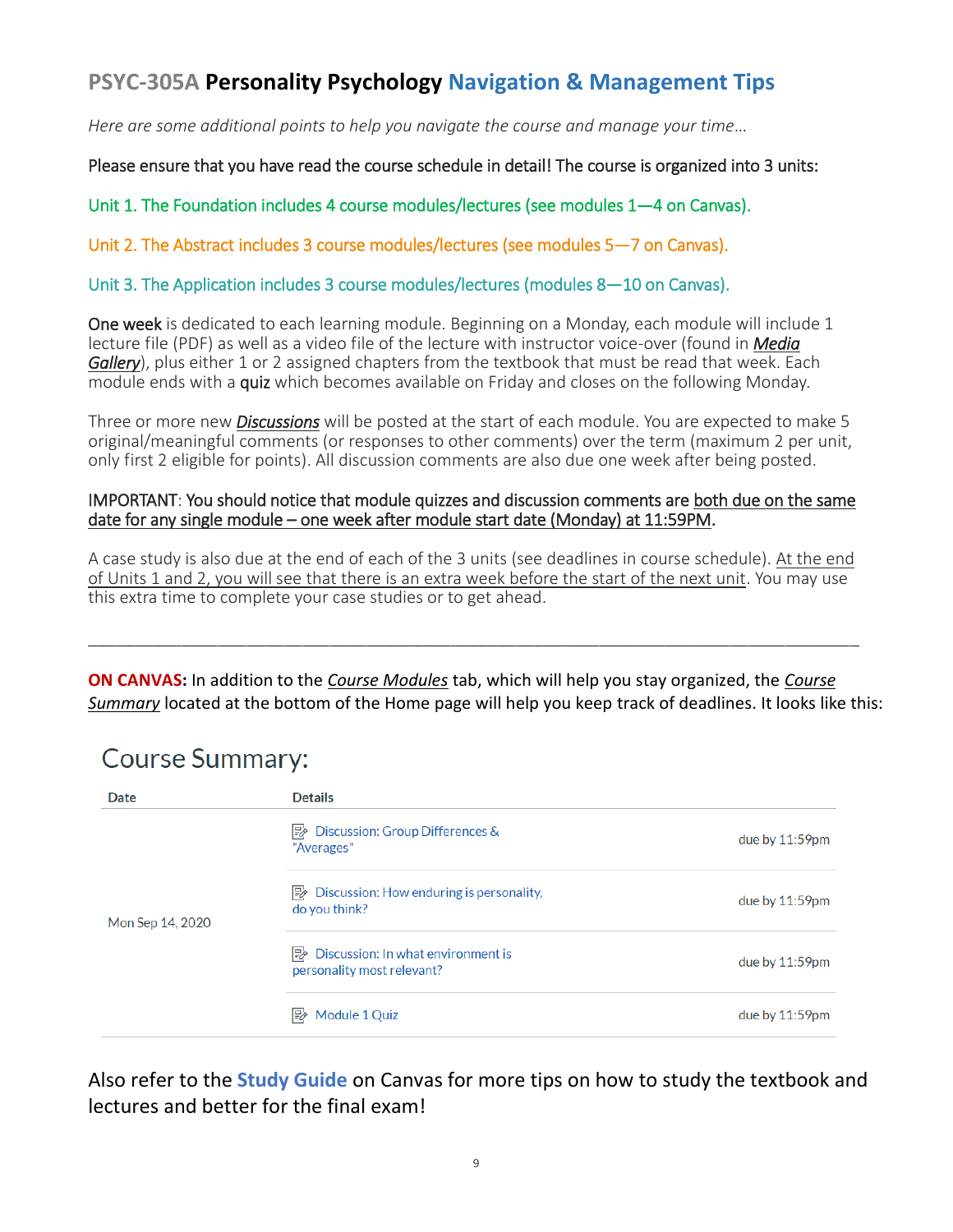# PSYC-305A Personality Psychology Navigation & Management Tips

*Here are some additional points to help you navigate the course and manage your time…*

Please ensure that you have read the course schedule in detail! The course is organized into 3 units:

Unit 1. The Foundation includes 4 course modules/lectures (see modules 1—4 on Canvas).

Unit 2. The Abstract includes 3 course modules/lectures (see modules 5—7 on Canvas).

Unit 3. The Application includes 3 course modules/lectures (modules 8—10 on Canvas).

**One week** is dedicated to each learning module. Beginning on a Monday, each module will include 1 lecture file (PDF) as well as a video file of the lecture with instructor voice-over (found in ***Media Gallery***), plus either 1 or 2 assigned chapters from the textbook that must be read that week. Each module ends with a **quiz** which becomes available on Friday and closes on the following Monday.

Three or more new ***Discussions*** will be posted at the start of each module. You are expected to make 5 original/meaningful comments (or responses to other comments) over the term (maximum 2 per unit, only first 2 eligible for points). All discussion comments are also due one week after being posted.

IMPORTANT: You should notice that module quizzes and discussion comments are both due on the same date for any single module – one week after module start date (Monday) at 11:59PM.

A case study is also due at the end of each of the 3 units (see deadlines in course schedule). At the end of Units 1 and 2, you will see that there is an extra week before the start of the next unit. You may use this extra time to complete your case studies or to get ahead.

---

**ON CANVAS:** In addition to the *Course Modules* tab, which will help you stay organized, the *Course Summary* located at the bottom of the Home page will help you keep track of deadlines. It looks like this:

## Course Summary:

| Date | Details | |
|---|---|---|
| Mon Sep 14, 2020 | Discussion: Group Differences & "Averages" | due by 11:59pm |
| | Discussion: How enduring is personality, do you think? | due by 11:59pm |
| | Discussion: In what environment is personality most relevant? | due by 11:59pm |
| | Module 1 Quiz | due by 11:59pm |

Also refer to the **Study Guide** on Canvas for more tips on how to study the textbook and lectures and better for the final exam!